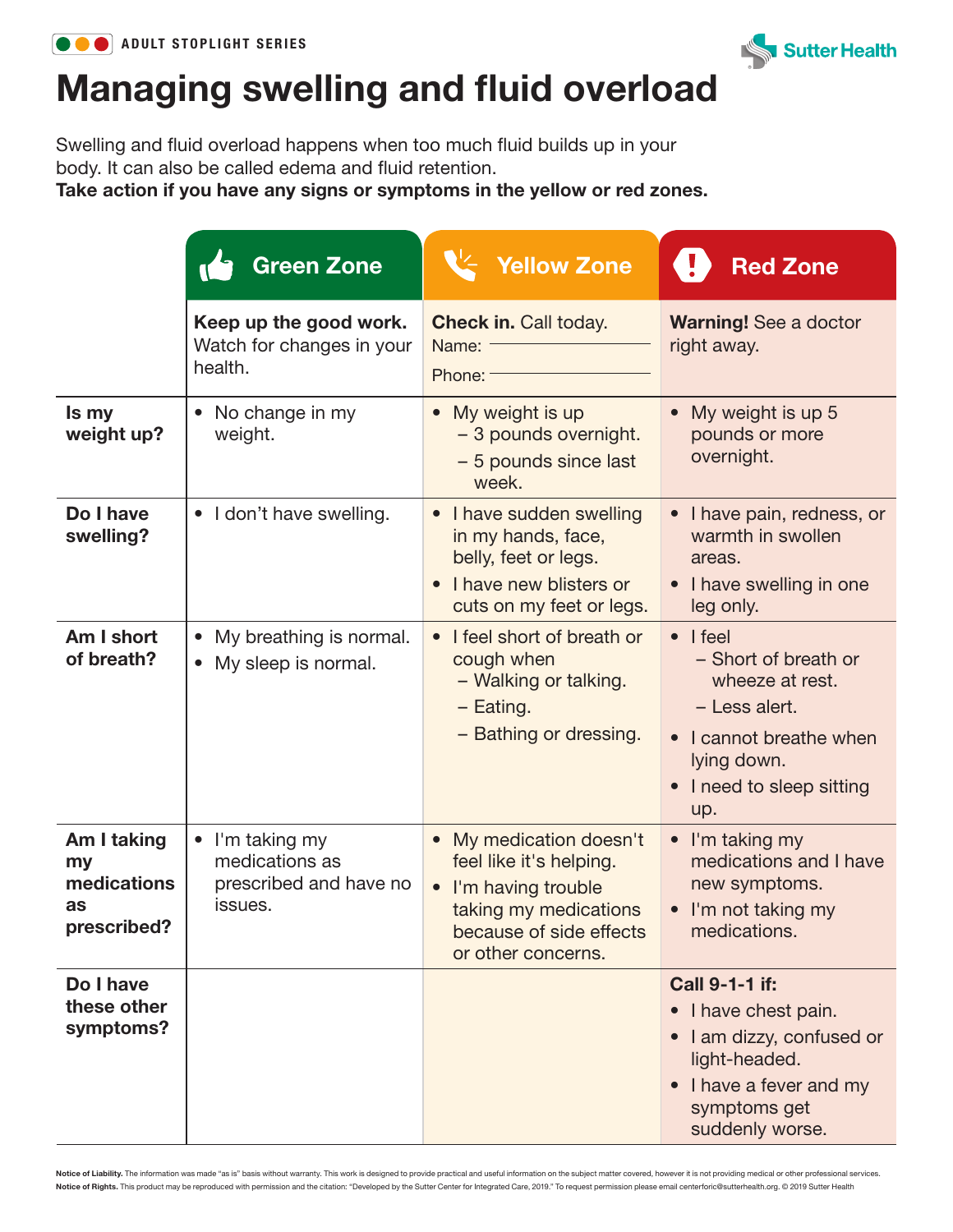ADULT STOPLIGHT SERIES

# Managing swelling and fluid overload

Swelling and fluid overload happens when too much fluid builds up in your body. It can also be called edema and fluid retention.
**Take action if you have any signs or symptoms in the yellow or red zones.**

| | Green Zone | Yellow Zone | Red Zone |
|---|---|---|---|
| | **Keep up the good work.** Watch for changes in your health. | **Check in.** Call today.<br>Name: \_\_\_\_\_\_\_\_\_\_<br>Phone: \_\_\_\_\_\_\_\_\_\_ | **Warning!** See a doctor right away. |
| **Is my weight up?** | • No change in my weight. | • My weight is up<br>– 3 pounds overnight.<br>– 5 pounds since last week. | • My weight is up 5 pounds or more overnight. |
| **Do I have swelling?** | • I don't have swelling. | • I have sudden swelling in my hands, face, belly, feet or legs.<br>• I have new blisters or cuts on my feet or legs. | • I have pain, redness, or warmth in swollen areas.<br>• I have swelling in one leg only. |
| **Am I short of breath?** | • My breathing is normal.<br>• My sleep is normal. | • I feel short of breath or cough when<br>– Walking or talking.<br>– Eating.<br>– Bathing or dressing. | • I feel<br>– Short of breath or wheeze at rest.<br>– Less alert.<br>• I cannot breathe when lying down.<br>• I need to sleep sitting up. |
| **Am I taking my medications as prescribed?** | • I'm taking my medications as prescribed and have no issues. | • My medication doesn't feel like it's helping.<br>• I'm having trouble taking my medications because of side effects or other concerns. | • I'm taking my medications and I have new symptoms.<br>• I'm not taking my medications. |
| **Do I have these other symptoms?** | | | **Call 9-1-1 if:**<br>• I have chest pain.<br>• I am dizzy, confused or light-headed.<br>• I have a fever and my symptoms get suddenly worse. |

**Notice of Liability.** The information was made "as is" basis without warranty. This work is designed to provide practical and useful information on the subject matter covered, however it is not providing medical or other professional services.
**Notice of Rights.** This product may be reproduced with permission and the citation: "Developed by the Sutter Center for Integrated Care, 2019." To request permission please email centerforic@sutterhealth.org. © 2019 Sutter Health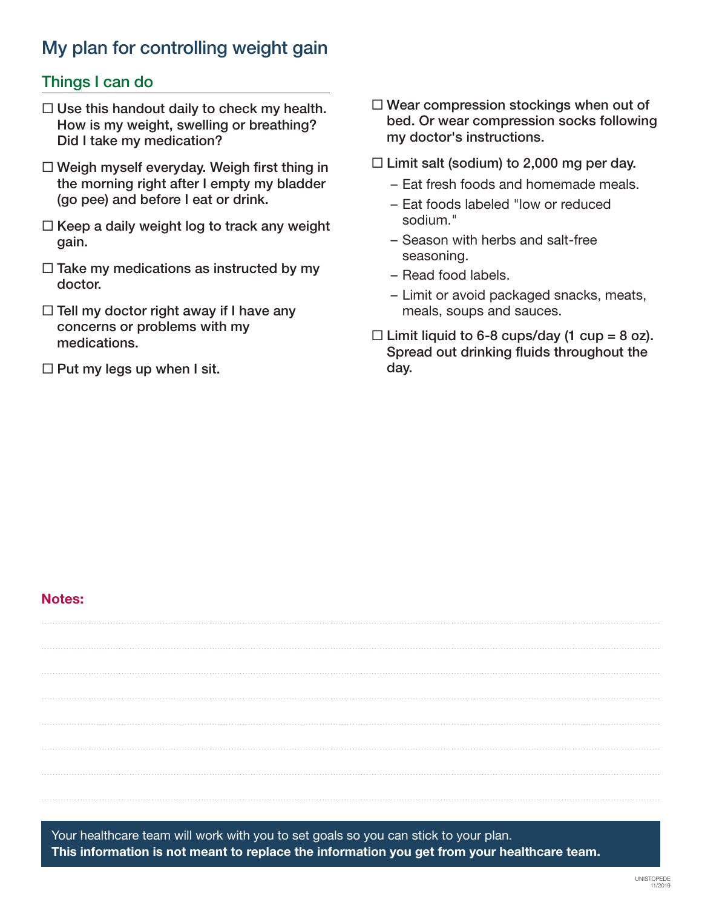## My plan for controlling weight gain

### Things I can do

- ☐ Use this handout daily to check my health. How is my weight, swelling or breathing? Did I take my medication?
- ☐ Weigh myself everyday. Weigh first thing in the morning right after I empty my bladder (go pee) and before I eat or drink.
- ☐ Keep a daily weight log to track any weight gain.
- ☐ Take my medications as instructed by my doctor.
- ☐ Tell my doctor right away if I have any concerns or problems with my medications.
- ☐ Put my legs up when I sit.
- ☐ Wear compression stockings when out of bed. Or wear compression socks following my doctor's instructions.
- ☐ Limit salt (sodium) to 2,000 mg per day.
  - Eat fresh foods and homemade meals.
  - Eat foods labeled "low or reduced sodium."
  - Season with herbs and salt-free seasoning.
  - Read food labels.
  - Limit or avoid packaged snacks, meats, meals, soups and sauces.
- ☐ Limit liquid to 6-8 cups/day (1 cup = 8 oz). Spread out drinking fluids throughout the day.

**Notes:**

Your healthcare team will work with you to set goals so you can stick to your plan.
**This information is not meant to replace the information you get from your healthcare team.**

UNISTOPEDE
11/2019